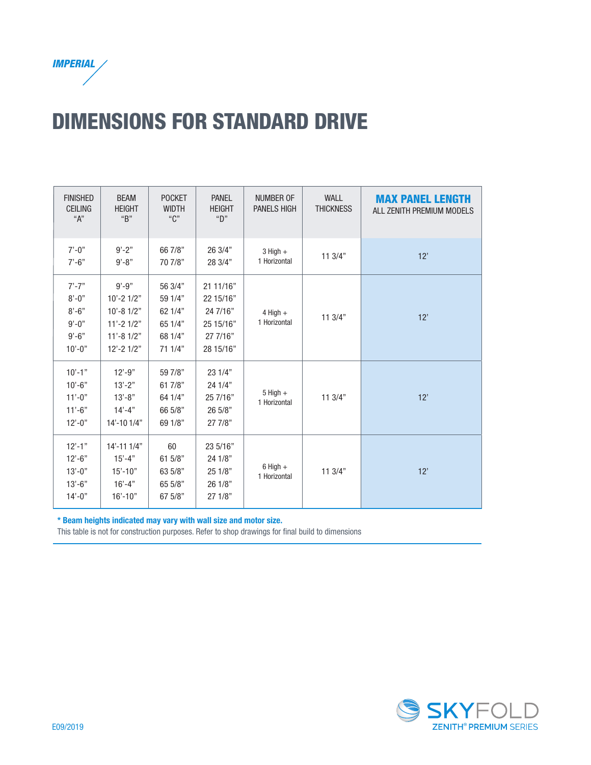*IMPERIAL*

# DIMENSIONS FOR STANDARD DRIVE

| FINISHED CEILING "A" | BEAM HEIGHT "B" | POCKET WIDTH "C" | PANEL HEIGHT "D" | NUMBER OF PANELS HIGH | WALL THICKNESS | MAX PANEL LENGTH ALL ZENITH PREMIUM MODELS |
|---|---|---|---|---|---|---|
| 7'-0"<br>7'-6" | 9'-2"<br>9'-8" | 66 7/8"<br>70 7/8" | 26 3/4"<br>28 3/4" | 3 High + 1 Horizontal | 11 3/4" | 12' |
| 7'-7"<br>8'-0"<br>8'-6"<br>9'-0"<br>9'-6"<br>10'-0" | 9'-9"<br>10'-2 1/2"<br>10'-8 1/2"<br>11'-2 1/2"<br>11'-8 1/2"<br>12'-2 1/2" | 56 3/4"<br>59 1/4"<br>62 1/4"<br>65 1/4"<br>68 1/4"<br>71 1/4" | 21 11/16"<br>22 15/16"<br>24 7/16"<br>25 15/16"<br>27 7/16"<br>28 15/16" | 4 High + 1 Horizontal | 11 3/4" | 12' |
| 10'-1"<br>10'-6"<br>11'-0"<br>11'-6"<br>12'-0" | 12'-9"<br>13'-2"<br>13'-8"<br>14'-4"<br>14'-10 1/4" | 59 7/8"<br>61 7/8"<br>64 1/4"<br>66 5/8"<br>69 1/8" | 23 1/4"<br>24 1/4"<br>25 7/16"<br>26 5/8"<br>27 7/8" | 5 High + 1 Horizontal | 11 3/4" | 12' |
| 12'-1"<br>12'-6"<br>13'-0"<br>13'-6"<br>14'-0" | 14'-11 1/4"<br>15'-4"<br>15'-10"<br>16'-4"<br>16'-10" | 60<br>61 5/8"<br>63 5/8"<br>65 5/8"<br>67 5/8" | 23 5/16"<br>24 1/8"<br>25 1/8"<br>26 1/8"<br>27 1/8" | 6 High + 1 Horizontal | 11 3/4" | 12' |

**\* Beam heights indicated may vary with wall size and motor size.**

This table is not for construction purposes. Refer to shop drawings for final build to dimensions

E09/2019

SKYFOLD ZENITH® PREMIUM SERIES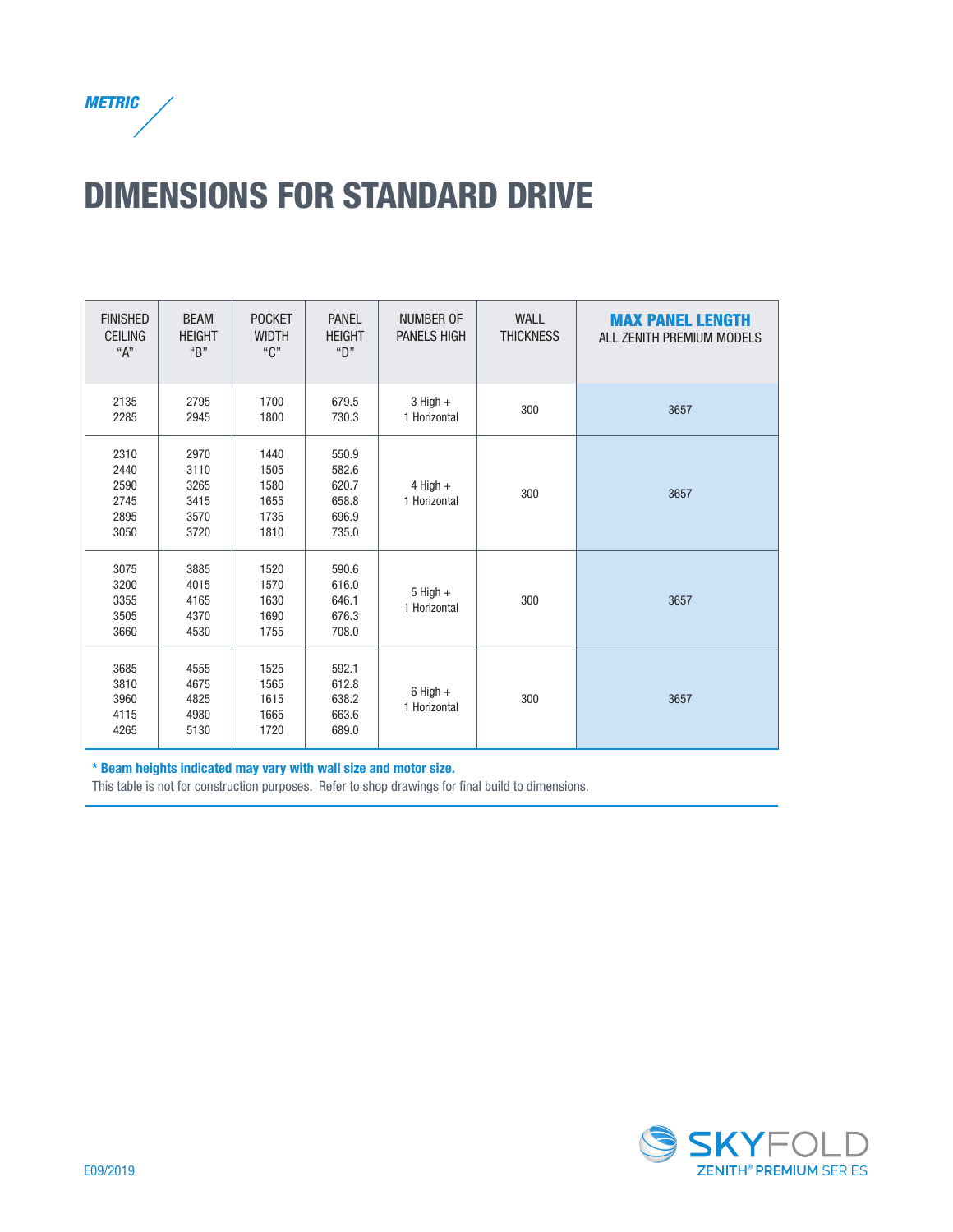*METRIC*

# DIMENSIONS FOR STANDARD DRIVE

| FINISHED CEILING "A" | BEAM HEIGHT "B" | POCKET WIDTH "C" | PANEL HEIGHT "D" | NUMBER OF PANELS HIGH | WALL THICKNESS | MAX PANEL LENGTH ALL ZENITH PREMIUM MODELS |
|---|---|---|---|---|---|---|
| 2135<br>2285 | 2795<br>2945 | 1700<br>1800 | 679.5<br>730.3 | 3 High + 1 Horizontal | 300 | 3657 |
| 2310<br>2440<br>2590<br>2745<br>2895<br>3050 | 2970<br>3110<br>3265<br>3415<br>3570<br>3720 | 1440<br>1505<br>1580<br>1655<br>1735<br>1810 | 550.9<br>582.6<br>620.7<br>658.8<br>696.9<br>735.0 | 4 High + 1 Horizontal | 300 | 3657 |
| 3075<br>3200<br>3355<br>3505<br>3660 | 3885<br>4015<br>4165<br>4370<br>4530 | 1520<br>1570<br>1630<br>1690<br>1755 | 590.6<br>616.0<br>646.1<br>676.3<br>708.0 | 5 High + 1 Horizontal | 300 | 3657 |
| 3685<br>3810<br>3960<br>4115<br>4265 | 4555<br>4675<br>4825<br>4980<br>5130 | 1525<br>1565<br>1615<br>1665<br>1720 | 592.1<br>612.8<br>638.2<br>663.6<br>689.0 | 6 High + 1 Horizontal | 300 | 3657 |

**\* Beam heights indicated may vary with wall size and motor size.**

This table is not for construction purposes. Refer to shop drawings for final build to dimensions.

E09/2019

SKYFOLD ZENITH® PREMIUM SERIES